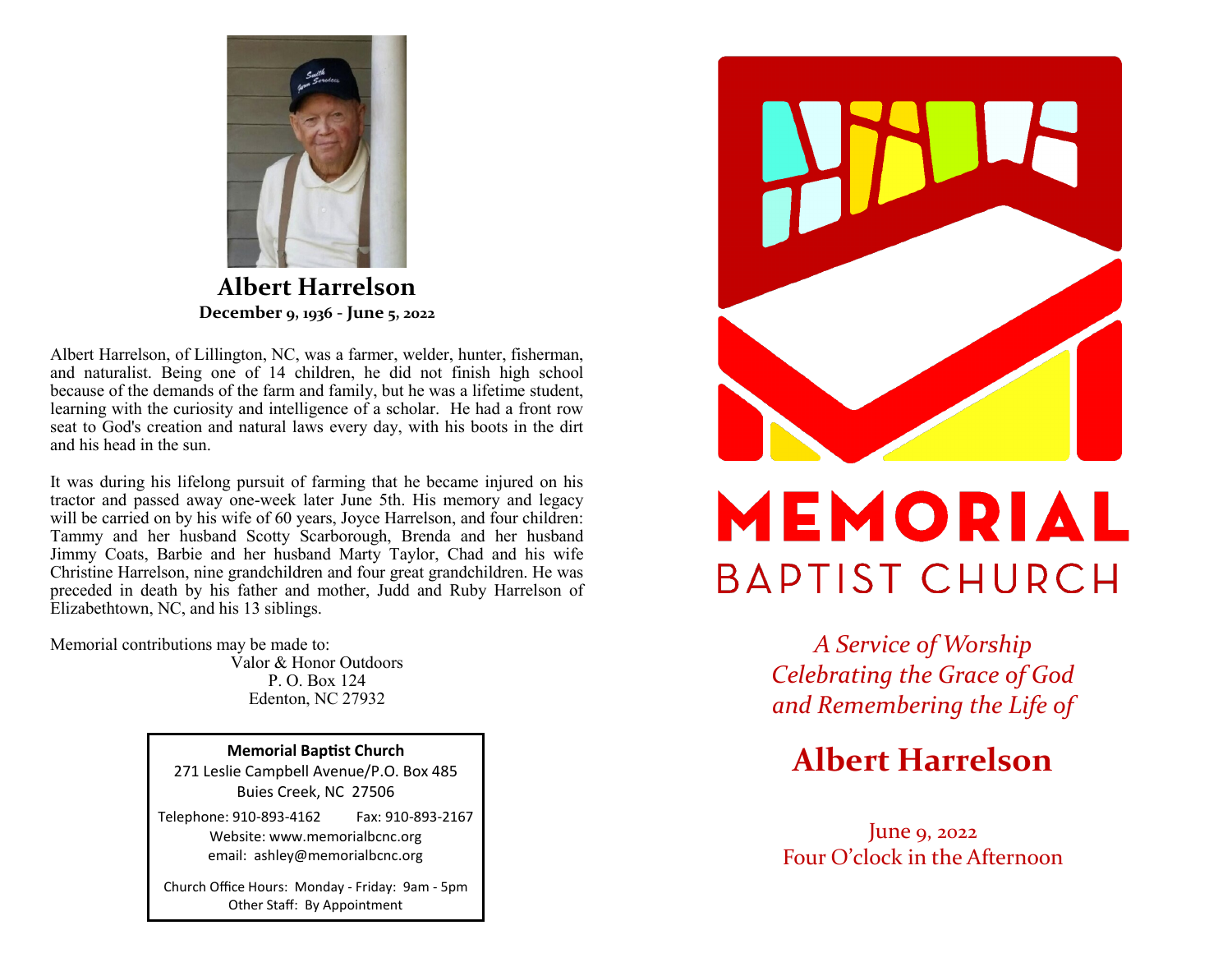## Albert Harrelson

**December 9, 1936 - June 5, 2022**

Albert Harrelson, of Lillington, NC, was a farmer, welder, hunter, fisherman, and naturalist. Being one of 14 children, he did not finish high school because of the demands of the farm and family, but he was a lifetime student, learning with the curiosity and intelligence of a scholar. He had a front row seat to God's creation and natural laws every day, with his boots in the dirt and his head in the sun.

It was during his lifelong pursuit of farming that he became injured on his tractor and passed away one-week later June 5th. His memory and legacy will be carried on by his wife of 60 years, Joyce Harrelson, and four children: Tammy and her husband Scotty Scarborough, Brenda and her husband Jimmy Coats, Barbie and her husband Marty Taylor, Chad and his wife Christine Harrelson, nine grandchildren and four great grandchildren. He was preceded in death by his father and mother, Judd and Ruby Harrelson of Elizabethtown, NC, and his 13 siblings.

Memorial contributions may be made to:

Valor & Honor Outdoors
P. O. Box 124
Edenton, NC 27932

**Memorial Baptist Church**
271 Leslie Campbell Avenue/P.O. Box 485
Buies Creek, NC 27506
Telephone: 910-893-4162 Fax: 910-893-2167
Website: www.memorialbcnc.org
email: ashley@memorialbcnc.org

Church Office Hours: Monday - Friday: 9am - 5pm
Other Staff: By Appointment

# MEMORIAL
## BAPTIST CHURCH

*A Service of Worship*
*Celebrating the Grace of God*
*and Remembering the Life of*

# Albert Harrelson

June 9, 2022
Four O'clock in the Afternoon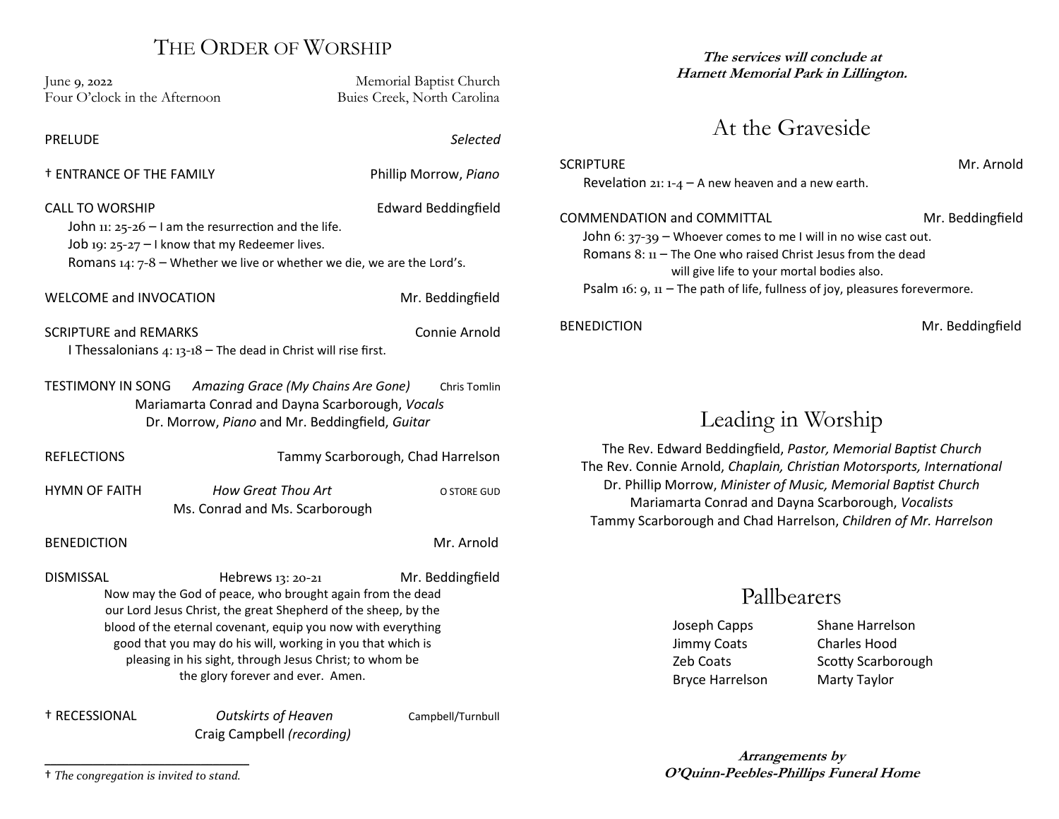# The Order of Worship

June 9, 2022
Four O'clock in the Afternoon

Memorial Baptist Church
Buies Creek, North Carolina

PRELUDE *Selected*

† ENTRANCE OF THE FAMILY Phillip Morrow, *Piano*

CALL TO WORSHIP Edward Beddingfield

John 11: 25-26 – I am the resurrection and the life.
Job 19: 25-27 – I know that my Redeemer lives.
Romans 14: 7-8 – Whether we live or whether we die, we are the Lord's.

WELCOME and INVOCATION Mr. Beddingfield

SCRIPTURE and REMARKS Connie Arnold

I Thessalonians 4: 13-18 – The dead in Christ will rise first.

TESTIMONY IN SONG *Amazing Grace (My Chains Are Gone)* Chris Tomlin

Mariamarta Conrad and Dayna Scarborough, *Vocals*
Dr. Morrow, *Piano* and Mr. Beddingfield, *Guitar*

REFLECTIONS Tammy Scarborough, Chad Harrelson

HYMN OF FAITH *How Great Thou Art* O STORE GUD

Ms. Conrad and Ms. Scarborough

BENEDICTION Mr. Arnold

DISMISSAL Hebrews 13: 20-21 Mr. Beddingfield

Now may the God of peace, who brought again from the dead
our Lord Jesus Christ, the great Shepherd of the sheep, by the
blood of the eternal covenant, equip you now with everything
good that you may do his will, working in you that which is
pleasing in his sight, through Jesus Christ; to whom be
the glory forever and ever. Amen.

† RECESSIONAL *Outskirts of Heaven* Campbell/Turnbull

Craig Campbell *(recording)*

† *The congregation is invited to stand.*

**The services will conclude at Harnett Memorial Park in Lillington.**

## At the Graveside

SCRIPTURE Mr. Arnold

Revelation 21: 1-4 – A new heaven and a new earth.

COMMENDATION and COMMITTAL Mr. Beddingfield

John 6: 37-39 – Whoever comes to me I will in no wise cast out.
Romans 8: 11 – The One who raised Christ Jesus from the dead will give life to your mortal bodies also.
Psalm 16: 9, 11 – The path of life, fullness of joy, pleasures forevermore.

BENEDICTION Mr. Beddingfield

## Leading in Worship

The Rev. Edward Beddingfield, *Pastor, Memorial Baptist Church*
The Rev. Connie Arnold, *Chaplain, Christian Motorsports, International*
Dr. Phillip Morrow, *Minister of Music, Memorial Baptist Church*
Mariamarta Conrad and Dayna Scarborough, *Vocalists*
Tammy Scarborough and Chad Harrelson, *Children of Mr. Harrelson*

## Pallbearers

Joseph Capps
Jimmy Coats
Zeb Coats
Bryce Harrelson
Shane Harrelson
Charles Hood
Scotty Scarborough
Marty Taylor

**Arrangements by O'Quinn-Peebles-Phillips Funeral Home**